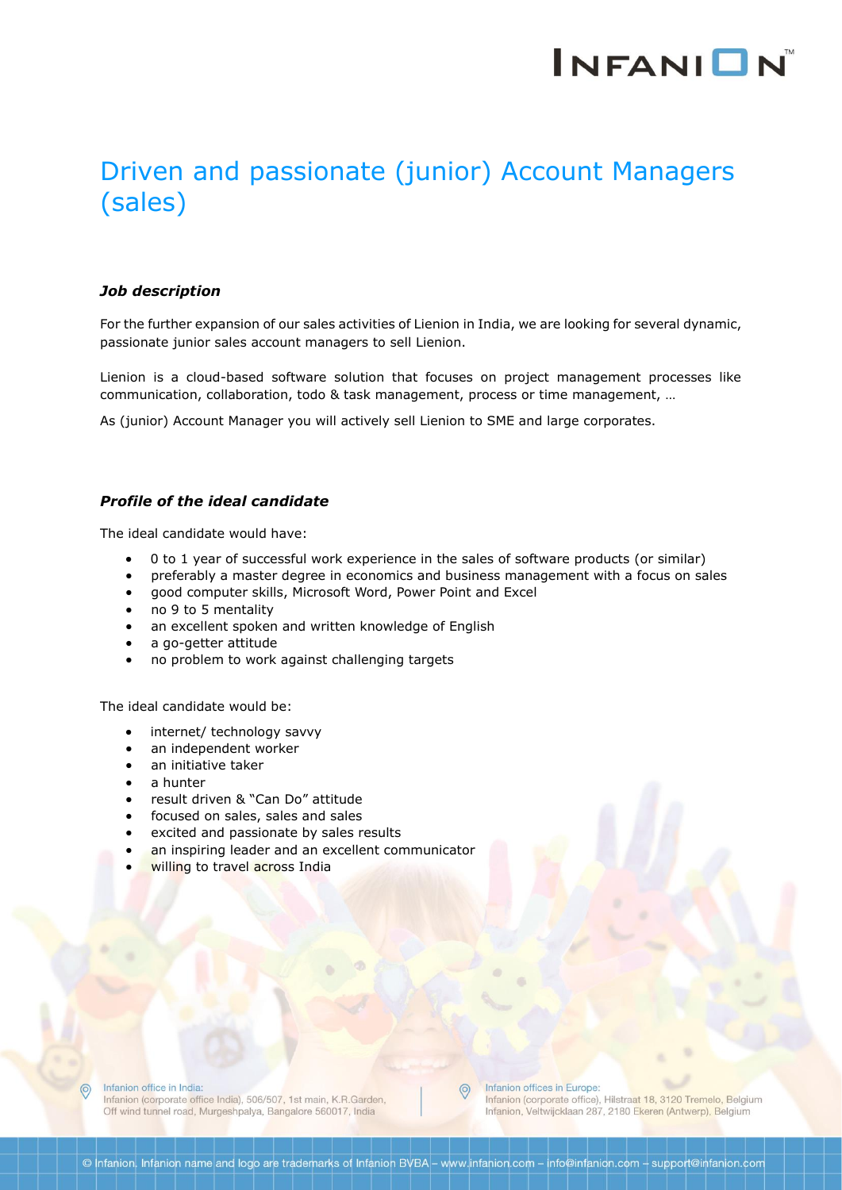# Driven and passionate (junior) Account Managers (sales)

### *Job description*

For the further expansion of our sales activities of Lienion in India, we are looking for several dynamic, passionate junior sales account managers to sell Lienion.

Lienion is a cloud-based software solution that focuses on project management processes like communication, collaboration, todo & task management, process or time management, …

As (junior) Account Manager you will actively sell Lienion to SME and large corporates.

### *Profile of the ideal candidate*

The ideal candidate would have:

- 0 to 1 year of successful work experience in the sales of software products (or similar)
- preferably a master degree in economics and business management with a focus on sales
- good computer skills, Microsoft Word, Power Point and Excel
- no 9 to 5 mentality
- an excellent spoken and written knowledge of English
- a go-getter attitude
- no problem to work against challenging targets

The ideal candidate would be:

- internet/ technology savvy
- an independent worker
- an initiative taker
- a hunter
- result driven & "Can Do" attitude
- focused on sales, sales and sales
- excited and passionate by sales results
- an inspiring leader and an excellent communicator
- willing to travel across India

Infanion office in India:
Infanion (corporate office India), 506/507, 1st main, K.R.Garden, Off wind tunnel road, Murgeshpalya, Bangalore 560017, India

Infanion offices in Europe:
Infanion (corporate office), Hilstraat 18, 3120 Tremelo, Belgium
Infanion, Veltwijcklaan 287, 2180 Ekeren (Antwerp), Belgium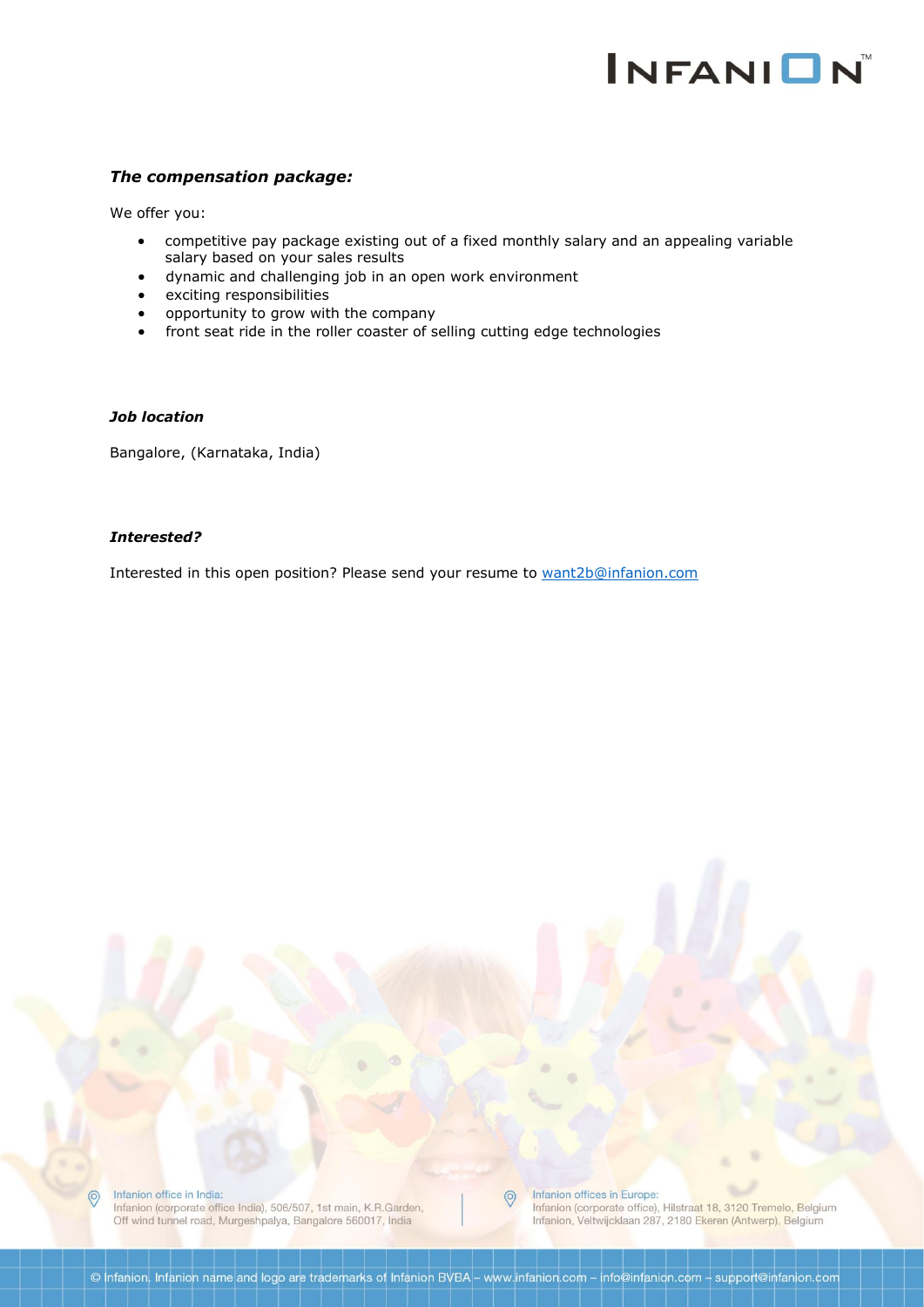### *The compensation package:*

We offer you:

- competitive pay package existing out of a fixed monthly salary and an appealing variable salary based on your sales results
- dynamic and challenging job in an open work environment
- exciting responsibilities
- opportunity to grow with the company
- front seat ride in the roller coaster of selling cutting edge technologies

### *Job location*

Bangalore, (Karnataka, India)

### *Interested?*

Interested in this open position? Please send your resume to want2b@infanion.com

Infanion office in India:
Infanion (corporate office India), 506/507, 1st main, K.R.Garden, Off wind tunnel road, Murgeshpalya, Bangalore 560017, India

Infanion offices in Europe:
Infanion (corporate office), Hilstraat 18, 3120 Tremelo, Belgium
Infanion, Veltwijcklaan 287, 2180 Ekeren (Antwerp), Belgium

© Infanion. Infanion name and logo are trademarks of Infanion BVBA – www.infanion.com – info@infanion.com – support@infanion.com